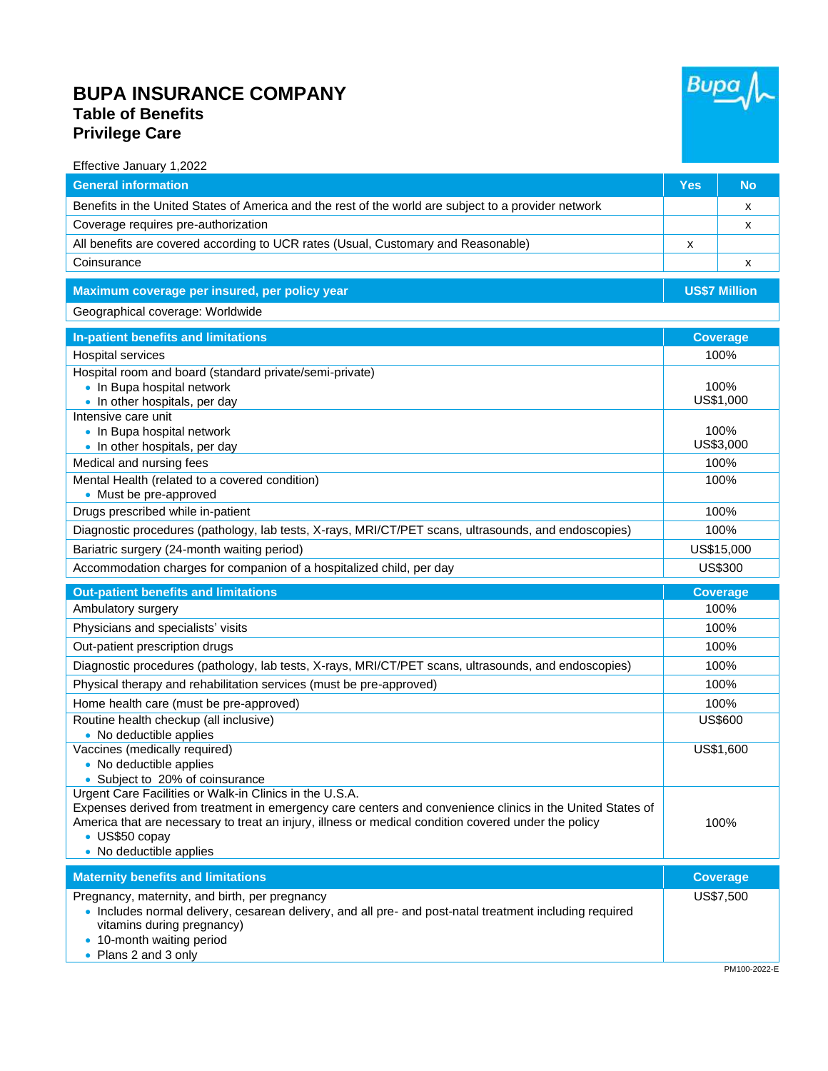# BUPA INSURANCE COMPANY

## Table of Benefits

## Privilege Care

Effective January 1,2022

| General information | Yes | No |
|---|---|---|
| Benefits in the United States of America and the rest of the world are subject to a provider network | | x |
| Coverage requires pre-authorization | | x |
| All benefits are covered according to UCR rates (Usual, Customary and Reasonable) | x | |
| Coinsurance | | x |

| Maximum coverage per insured, per policy year | US$7 Million |
|---|---|
| Geographical coverage: Worldwide | |

| In-patient benefits and limitations | Coverage |
|---|---|
| Hospital services | 100% |
| Hospital room and board (standard private/semi-private)<br>• In Bupa hospital network<br>• In other hospitals, per day | <br>100%<br>US$1,000 |
| Intensive care unit<br>• In Bupa hospital network<br>• In other hospitals, per day | <br>100%<br>US$3,000 |
| Medical and nursing fees | 100% |
| Mental Health (related to a covered condition)<br>• Must be pre-approved | 100% |
| Drugs prescribed while in-patient | 100% |
| Diagnostic procedures (pathology, lab tests, X-rays, MRI/CT/PET scans, ultrasounds, and endoscopies) | 100% |
| Bariatric surgery (24-month waiting period) | US$15,000 |
| Accommodation charges for companion of a hospitalized child, per day | US$300 |

| Out-patient benefits and limitations | Coverage |
|---|---|
| Ambulatory surgery | 100% |
| Physicians and specialists' visits | 100% |
| Out-patient prescription drugs | 100% |
| Diagnostic procedures (pathology, lab tests, X-rays, MRI/CT/PET scans, ultrasounds, and endoscopies) | 100% |
| Physical therapy and rehabilitation services (must be pre-approved) | 100% |
| Home health care (must be pre-approved) | 100% |
| Routine health checkup (all inclusive)<br>• No deductible applies | US$600 |
| Vaccines (medically required)<br>• No deductible applies<br>• Subject to 20% of coinsurance | US$1,600 |
| Urgent Care Facilities or Walk-in Clinics in the U.S.A.<br>Expenses derived from treatment in emergency care centers and convenience clinics in the United States of America that are necessary to treat an injury, illness or medical condition covered under the policy<br>• US$50 copay<br>• No deductible applies | 100% |

| Maternity benefits and limitations | Coverage |
|---|---|
| Pregnancy, maternity, and birth, per pregnancy<br>• Includes normal delivery, cesarean delivery, and all pre- and post-natal treatment including required vitamins during pregnancy)<br>• 10-month waiting period<br>• Plans 2 and 3 only | US$7,500 |

PM100-2022-E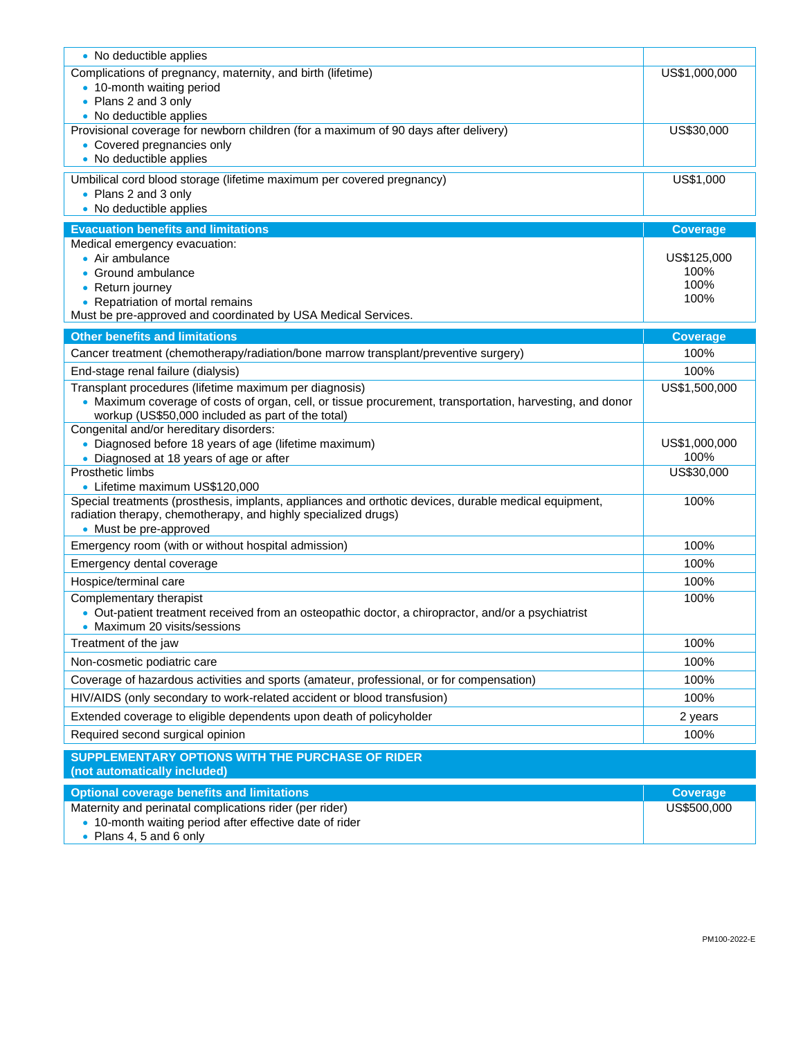| | |
|---|---|
| • No deductible applies | |
| Complications of pregnancy, maternity, and birth (lifetime)<br>• 10-month waiting period<br>• Plans 2 and 3 only<br>• No deductible applies | US$1,000,000 |
| Provisional coverage for newborn children (for a maximum of 90 days after delivery)<br>• Covered pregnancies only<br>• No deductible applies | US$30,000 |
| Umbilical cord blood storage (lifetime maximum per covered pregnancy)<br>• Plans 2 and 3 only<br>• No deductible applies | US$1,000 |

| Evacuation benefits and limitations | Coverage |
|---|---|
| Medical emergency evacuation:<br>• Air ambulance<br>• Ground ambulance<br>• Return journey<br>• Repatriation of mortal remains<br>Must be pre-approved and coordinated by USA Medical Services. | <br>US$125,000<br>100%<br>100%<br>100% |

| Other benefits and limitations | Coverage |
|---|---|
| Cancer treatment (chemotherapy/radiation/bone marrow transplant/preventive surgery) | 100% |
| End-stage renal failure (dialysis) | 100% |
| Transplant procedures (lifetime maximum per diagnosis)<br>• Maximum coverage of costs of organ, cell, or tissue procurement, transportation, harvesting, and donor workup (US$50,000 included as part of the total) | US$1,500,000 |
| Congenital and/or hereditary disorders:<br>• Diagnosed before 18 years of age (lifetime maximum)<br>• Diagnosed at 18 years of age or after | <br>US$1,000,000<br>100% |
| Prosthetic limbs<br>• Lifetime maximum US$120,000 | US$30,000 |
| Special treatments (prosthesis, implants, appliances and orthotic devices, durable medical equipment, radiation therapy, chemotherapy, and highly specialized drugs)<br>• Must be pre-approved | 100% |
| Emergency room (with or without hospital admission) | 100% |
| Emergency dental coverage | 100% |
| Hospice/terminal care | 100% |
| Complementary therapist<br>• Out-patient treatment received from an osteopathic doctor, a chiropractor, and/or a psychiatrist<br>• Maximum 20 visits/sessions | 100% |
| Treatment of the jaw | 100% |
| Non-cosmetic podiatric care | 100% |
| Coverage of hazardous activities and sports (amateur, professional, or for compensation) | 100% |
| HIV/AIDS (only secondary to work-related accident or blood transfusion) | 100% |
| Extended coverage to eligible dependents upon death of policyholder | 2 years |
| Required second surgical opinion | 100% |

**SUPPLEMENTARY OPTIONS WITH THE PURCHASE OF RIDER (not automatically included)**

| Optional coverage benefits and limitations | Coverage |
|---|---|
| Maternity and perinatal complications rider (per rider)<br>• 10-month waiting period after effective date of rider<br>• Plans 4, 5 and 6 only | US$500,000 |

PM100-2022-E